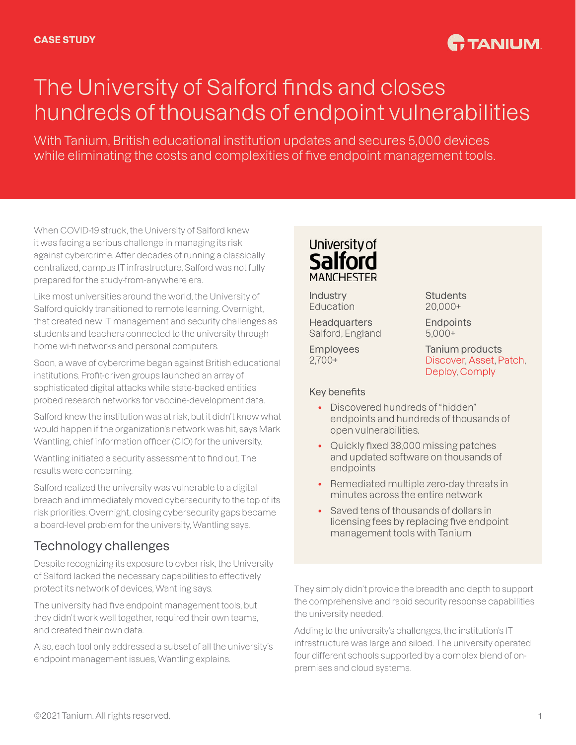CASE STUDY

# The University of Salford finds and closes hundreds of thousands of endpoint vulnerabilities

With Tanium, British educational institution updates and secures 5,000 devices while eliminating the costs and complexities of five endpoint management tools.

When COVID-19 struck, the University of Salford knew it was facing a serious challenge in managing its risk against cybercrime. After decades of running a classically centralized, campus IT infrastructure, Salford was not fully prepared for the study-from-anywhere era.

Like most universities around the world, the University of Salford quickly transitioned to remote learning. Overnight, that created new IT management and security challenges as students and teachers connected to the university through home wi-fi networks and personal computers.

Soon, a wave of cybercrime began against British educational institutions. Profit-driven groups launched an array of sophisticated digital attacks while state-backed entities probed research networks for vaccine-development data.

Salford knew the institution was at risk, but it didn't know what would happen if the organization's network was hit, says Mark Wantling, chief information officer (CIO) for the university.

Wantling initiated a security assessment to find out. The results were concerning.

Salford realized the university was vulnerable to a digital breach and immediately moved cybersecurity to the top of its risk priorities. Overnight, closing cybersecurity gaps became a board-level problem for the university, Wantling says.

## Technology challenges

Despite recognizing its exposure to cyber risk, the University of Salford lacked the necessary capabilities to effectively protect its network of devices, Wantling says.

The university had five endpoint management tools, but they didn't work well together, required their own teams, and created their own data.

Also, each tool only addressed a subset of all the university's endpoint management issues, Wantling explains.

They simply didn't provide the breadth and depth to support the comprehensive and rapid security response capabilities the university needed.

Adding to the university's challenges, the institution's IT infrastructure was large and siloed. The university operated four different schools supported by a complex blend of on-premises and cloud systems.

**University of Salford MANCHESTER**

| | |
|---|---|
| Industry<br>Education | Students<br>20,000+ |
| Headquarters<br>Salford, England | Endpoints<br>5,000+ |
| Employees<br>2,700+ | Tanium products<br>Discover, Asset, Patch, Deploy, Comply |

### Key benefits

- Discovered hundreds of "hidden" endpoints and hundreds of thousands of open vulnerabilities.
- Quickly fixed 38,000 missing patches and updated software on thousands of endpoints
- Remediated multiple zero-day threats in minutes across the entire network
- Saved tens of thousands of dollars in licensing fees by replacing five endpoint management tools with Tanium

©2021 Tanium. All rights reserved.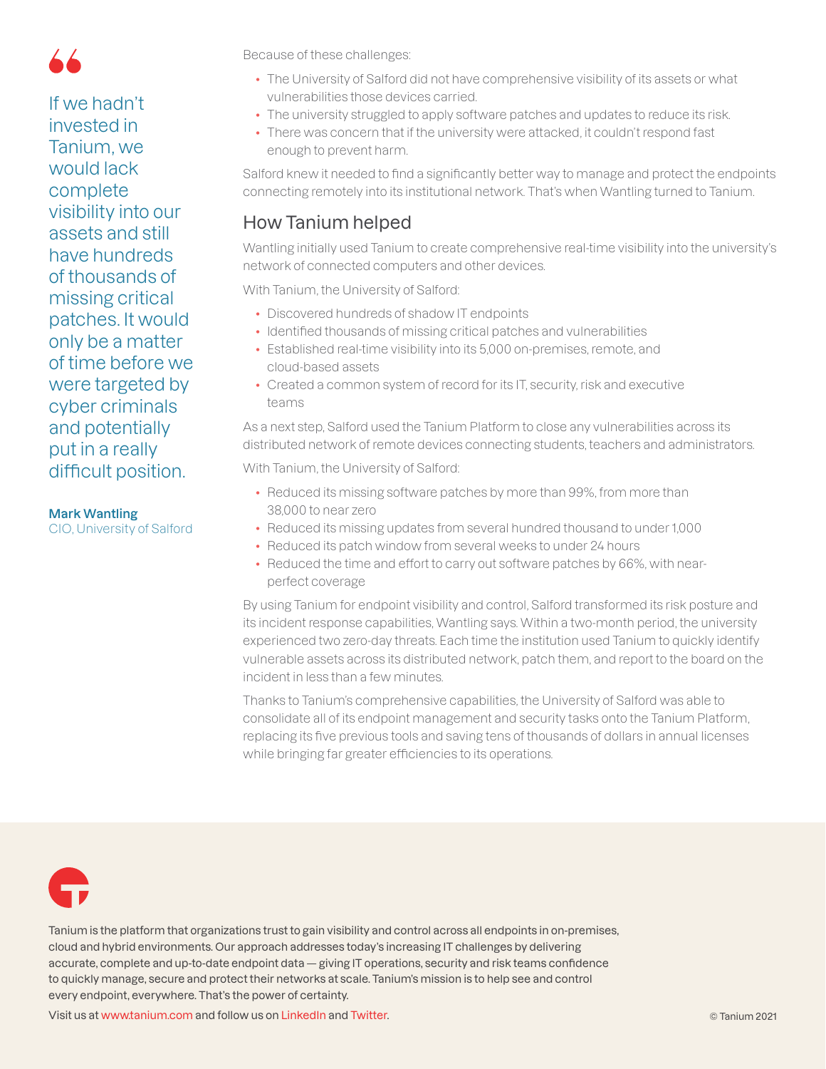> If we hadn't invested in Tanium, we would lack complete visibility into our assets and still have hundreds of thousands of missing critical patches. It would only be a matter of time before we were targeted by cyber criminals and potentially put in a really difficult position.

**Mark Wantling**
CIO, University of Salford

Because of these challenges:

- The University of Salford did not have comprehensive visibility of its assets or what vulnerabilities those devices carried.
- The university struggled to apply software patches and updates to reduce its risk.
- There was concern that if the university were attacked, it couldn't respond fast enough to prevent harm.

Salford knew it needed to find a significantly better way to manage and protect the endpoints connecting remotely into its institutional network. That's when Wantling turned to Tanium.

## How Tanium helped

Wantling initially used Tanium to create comprehensive real-time visibility into the university's network of connected computers and other devices.

With Tanium, the University of Salford:

- Discovered hundreds of shadow IT endpoints
- Identified thousands of missing critical patches and vulnerabilities
- Established real-time visibility into its 5,000 on-premises, remote, and cloud-based assets
- Created a common system of record for its IT, security, risk and executive teams

As a next step, Salford used the Tanium Platform to close any vulnerabilities across its distributed network of remote devices connecting students, teachers and administrators.

With Tanium, the University of Salford:

- Reduced its missing software patches by more than 99%, from more than 38,000 to near zero
- Reduced its missing updates from several hundred thousand to under 1,000
- Reduced its patch window from several weeks to under 24 hours
- Reduced the time and effort to carry out software patches by 66%, with near-perfect coverage

By using Tanium for endpoint visibility and control, Salford transformed its risk posture and its incident response capabilities, Wantling says. Within a two-month period, the university experienced two zero-day threats. Each time the institution used Tanium to quickly identify vulnerable assets across its distributed network, patch them, and report to the board on the incident in less than a few minutes.

Thanks to Tanium's comprehensive capabilities, the University of Salford was able to consolidate all of its endpoint management and security tasks onto the Tanium Platform, replacing its five previous tools and saving tens of thousands of dollars in annual licenses while bringing far greater efficiencies to its operations.

Tanium is the platform that organizations trust to gain visibility and control across all endpoints in on-premises, cloud and hybrid environments. Our approach addresses today's increasing IT challenges by delivering accurate, complete and up-to-date endpoint data — giving IT operations, security and risk teams confidence to quickly manage, secure and protect their networks at scale. Tanium's mission is to help see and control every endpoint, everywhere. That's the power of certainty.

Visit us at www.tanium.com and follow us on LinkedIn and Twitter.

© Tanium 2021